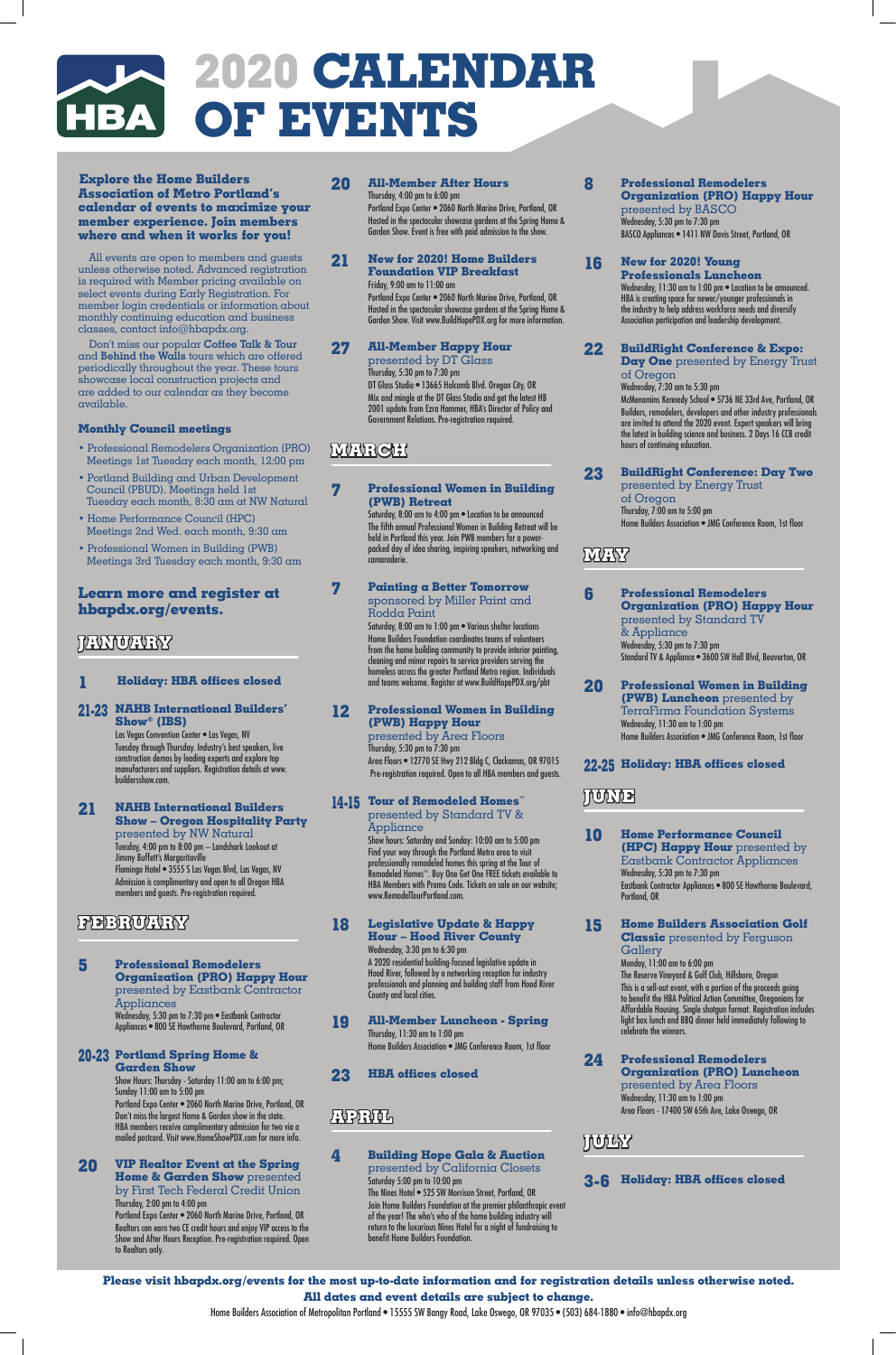# 2020 CALENDAR OF EVENTS

**Explore the Home Builders Association of Metro Portland's calendar of events to maximize your member experience. Join members where and when it works for you!**

All events are open to members and guests unless otherwise noted. Advanced registration is required with Member pricing available on select events during Early Registration. For member login credentials or information about monthly continuing education and business classes, contact info@hbapdx.org.

Don't miss our popular **Coffee Talk & Tour** and **Behind the Walls** tours which are offered periodically throughout the year. These tours showcase local construction projects and are added to our calendar as they become available.

### Monthly Council meetings

- Professional Remodelers Organization (PRO) Meetings 1st Tuesday each month, 12:00 pm
- Portland Building and Urban Development Council (PBUD). Meetings held 1st Tuesday each month, 8:30 am at NW Natural
- Home Performance Council (HPC) Meetings 2nd Wed. each month, 9:30 am
- Professional Women in Building (PWB) Meetings 3rd Tuesday each month, 9:30 am

### Learn more and register at hbapdx.org/events.

## JANUARY

**1 Holiday: HBA offices closed**

**21-23 NAHB International Builders' Show® (IBS)**
Las Vegas Convention Center • Las Vegas, NV
Tuesday through Thursday. Industry's best speakers, live construction demos by leading experts and explore top manufacturers and suppliers. Registration details at www.buildersshow.com.

**21 NAHB International Builders Show – Oregon Hospitality Party** presented by NW Natural
Tuesday, 4:00 pm to 8:00 pm – Landshark Lookout at Jimmy Buffett's Margaritaville
Flamingo Hotel • 3555 S Las Vegas Blvd, Las Vegas, NV
Admission is complimentary and open to all Oregon HBA members and guests. Pre-registration required.

## FEBRUARY

**5 Professional Remodelers Organization (PRO) Happy Hour** presented by Eastbank Contractor Appliances
Wednesday, 5:30 pm to 7:30 pm • Eastbank Contractor Appliances • 800 SE Hawthorne Boulevard, Portland, OR

**20-23 Portland Spring Home & Garden Show**
Show Hours: Thursday - Saturday 11:00 am to 6:00 pm; Sunday 11:00 am to 5:00 pm
Portland Expo Center • 2060 North Marine Drive, Portland, OR
Don't miss the largest Home & Garden show in the state. HBA members receive complimentary admission for two via a mailed postcard. Visit www.HomeShowPDX.com for more info.

**20 VIP Realtor Event at the Spring Home & Garden Show** presented by First Tech Federal Credit Union
Thursday, 2:00 pm to 4:00 pm
Portland Expo Center • 2060 North Marine Drive, Portland, OR
Realtors can earn two CE credit hours and enjoy VIP access to the Show and After Hours Reception. Pre-registration required. Open to Realtors only.

**20 All-Member After Hours**
Thursday, 4:00 pm to 6:00 pm
Portland Expo Center • 2060 North Marine Drive, Portland, OR
Hosted in the spectacular showcase gardens at the Spring Home & Garden Show. Event is free with paid admission to the show.

**21 New for 2020! Home Builders Foundation VIP Breakfast**
Friday, 9:00 am to 11:00 am
Portland Expo Center • 2060 North Marine Drive, Portland, OR
Hosted in the spectacular showcase gardens at the Spring Home & Garden Show. Visit www.BuildHopePDX.org for more information.

**27 All-Member Happy Hour** presented by DT Glass
Thursday, 5:30 pm to 7:30 pm
DT Glass Studio • 13665 Holcomb Blvd. Oregon City, OR
Mix and mingle at the DT Glass Studio and get the latest HB 2001 update from Ezra Hammer, HBA's Director of Policy and Government Relations. Pre-registration required.

## MARCH

**7 Professional Women in Building (PWB) Retreat**
Saturday, 8:00 am to 4:00 pm • Location to be announced
The fifth annual Professional Women in Building Retreat will be held in Portland this year. Join PWB members for a power-packed day of idea sharing, inspiring speakers, networking and camaraderie.

**7 Painting a Better Tomorrow** sponsored by Miller Paint and Rodda Paint
Saturday, 8:00 am to 1:00 pm • Various shelter locations
Home Builders Foundation coordinates teams of volunteers from the home building community to provide interior painting, cleaning and minor repairs to service providers serving the homeless across the greater Portland Metro region. Individuals and teams welcome. Register at www.BuildHopePDX.org/pbt

**12 Professional Women in Building (PWB) Happy Hour** presented by Area Floors
Thursday, 5:30 pm to 7:30 pm
Area Floors • 12770 SE Hwy 212 Bldg C, Clackamas, OR 97015
Pre-registration required. Open to all HBA members and guests.

**14-15 Tour of Remodeled Homes™** presented by Standard TV & Appliance
Show hours: Saturday and Sunday: 10:00 am to 5:00 pm
Find your way through the Portland Metro area to visit professionally remodeled homes this spring at the Tour of Remodeled Homes™. Buy One Get One FREE tickets available to HBA Members with Promo Code. Tickets on sale on our website; www.RemodelTourPortland.com.

**18 Legislative Update & Happy Hour – Hood River County**
Wednesday, 3:30 pm to 6:30 pm
A 2020 residential building-focused legislative update in Hood River, followed by a networking reception for industry professionals and planning and building staff from Hood River County and local cities.

**19 All-Member Luncheon - Spring**
Thursday, 11:30 am to 1:00 pm
Home Builders Association • JMG Conference Room, 1st floor

**23 HBA offices closed**

## APRIL

**4 Building Hope Gala & Auction** presented by California Closets
Saturday 5:00 pm to 10:00 pm
The Nines Hotel • 525 SW Morrison Street, Portland, OR
Join Home Builders Foundation at the premier philanthropic event of the year! The who's who of the home building industry will return to the luxurious Nines Hotel for a night of fundraising to benefit Home Builders Foundation.

**8 Professional Remodelers Organization (PRO) Happy Hour** presented by BASCO
Wednesday, 5:30 pm to 7:30 pm
BASCO Appliances • 1411 NW Davis Street, Portland, OR

**16 New for 2020! Young Professionals Luncheon**
Wednesday, 11:30 am to 1:00 pm • Location to be announced.
HBA is creating space for newer/younger professionals in the industry to help address workforce needs and diversify Association participation and leadership development.

**22 BuildRight Conference & Expo: Day One** presented by Energy Trust of Oregon
Wednesday, 7:30 am to 5:30 pm
McMenamins Kennedy School • 5736 NE 33rd Ave, Portland, OR
Builders, remodelers, developers and other industry professionals are invited to attend the 2020 event. Expert speakers will bring the latest in building science and business. 2 Days 16 CCB credit hours of continuing education.

**23 BuildRight Conference: Day Two** presented by Energy Trust of Oregon
Thursday, 7:00 am to 5:00 pm
Home Builders Association • JMG Conference Room, 1st floor

## MAY

**6 Professional Remodelers Organization (PRO) Happy Hour** presented by Standard TV & Appliance
Wednesday, 5:30 pm to 7:30 pm
Standard TV & Appliance • 3600 SW Hall Blvd, Beaverton, OR

**20 Professional Women in Building (PWB) Luncheon** presented by TerraFirma Foundation Systems
Wednesday, 11:30 am to 1:00 pm
Home Builders Association • JMG Conference Room, 1st floor

**22-25 Holiday: HBA offices closed**

## JUNE

**10 Home Performance Council (HPC) Happy Hour** presented by Eastbank Contractor Appliances
Wednesday, 5:30 pm to 7:30 pm
Eastbank Contractor Appliances • 800 SE Hawthorne Boulevard, Portland, OR

**15 Home Builders Association Golf Classic** presented by Ferguson Gallery
Monday, 11:00 am to 6:00 pm
The Reserve Vineyard & Golf Club, Hillsboro, Oregon
This is a sell-out event, with a portion of the proceeds going to benefit the HBA Political Action Committee, Oregonians for Affordable Housing. Single shotgun format. Registration includes light box lunch and BBQ dinner held immediately following to celebrate the winners.

**24 Professional Remodelers Organization (PRO) Luncheon** presented by Area Floors
Wednesday, 11:30 am to 1:00 pm
Area Floors - 17400 SW 65th Ave, Lake Oswego, OR

## JULY

**3-6 Holiday: HBA offices closed**

**Please visit hbapdx.org/events for the most up-to-date information and for registration details unless otherwise noted.**
**All dates and event details are subject to change.**

Home Builders Association of Metropolitan Portland • 15555 SW Bangy Road, Lake Oswego, OR 97035 • (503) 684-1880 • info@hbapdx.org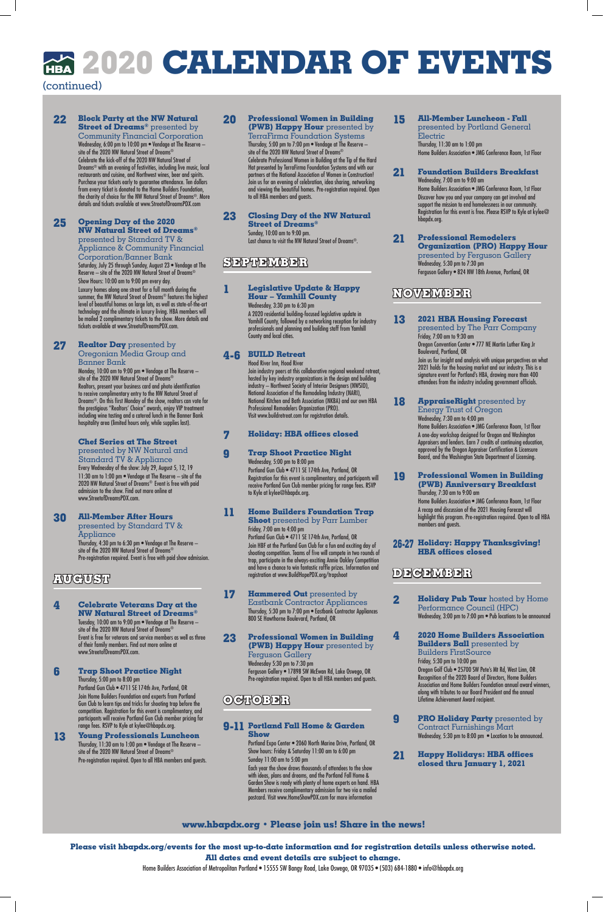# 2020 CALENDAR OF EVENTS

(continued)

**22** **Block Party at the NW Natural Street of Dreams®** presented by Community Financial Corporation
Wednesday, 6:00 pm to 10:00 pm • Vendage at The Reserve – site of the 2020 NW Natural Street of Dreams®
Celebrate the kick-off of the 2020 NW Natural Street of Dreams® with an evening of festivities, including live music, local restaurants and cuisine, and Northwest wines, beer and spirits. Purchase your tickets early to guarantee attendance. Ten dollars from every ticket is donated to the Home Builders Foundation, the charity of choice for the NW Natural Street of Dreams®. More details and tickets available at www.StreetofDreamsPDX.com

**25** **Opening Day of the 2020 NW Natural Street of Dreams®** presented by Standard TV & Appliance & Community Financial Corporation/Banner Bank
Saturday, July 25 through Sunday, August 23 • Vendage at The Reserve – site of the 2020 NW Natural Street of Dreams®
Show Hours: 10:00 am to 9:00 pm every day.
Luxury homes along one street for a full month during the summer, the NW Natural Street of Dreams® features the highest level of beautiful homes on large lots, as well as state-of-the-art technology and the ultimate in luxury living. HBA members will be mailed 2 complimentary tickets to the show. More details and tickets available at www.StreetofDreamsPDX.com.

**27** **Realtor Day** presented by Oregonian Media Group and Banner Bank
Monday, 10:00 am to 9:00 pm • Vendage at The Reserve – site of the 2020 NW Natural Street of Dreams®
Realtors, present your business card and photo identification to receive complimentary entry to the NW Natural Street of Dreams®. On this first Monday of the show, realtors can vote for the prestigious "Realtors' Choice" awards, enjoy VIP treatment including wine tasting and a catered lunch in the Banner Bank hospitality area (limited hours only, while supplies last).

**Chef Series at The Street** presented by NW Natural and Standard TV & Appliance
Every Wednesday of the show: July 29, August 5, 12, 19
11:30 am to 1:00 pm • Vendage at The Reserve – site of the 2020 NW Natural Street of Dreams® Event is free with paid admission to the show. Find out more online at www.StreetofDreamsPDX.com.

**30** **All-Member After Hours** presented by Standard TV & Appliance
Thursday, 4:30 pm to 6:30 pm • Vendage at The Reserve – site of the 2020 NW Natural Street of Dreams®
Pre-registration required. Event is free with paid show admission.

## AUGUST

**4** **Celebrate Veterans Day at the NW Natural Street of Dreams®**
Tuesday, 10:00 am to 9:00 pm • Vendage at The Reserve – site of the 2020 NW Natural Street of Dreams®
Event is free for veterans and service members as well as three of their family members. Find out more online at www.StreetofDreamsPDX.com.

**6** **Trap Shoot Practice Night**
Thursday, 5:00 pm to 8:00 pm
Portland Gun Club • 4711 SE 174th Ave, Portland, OR
Join Home Builders Foundation and experts from Portland Gun Club to learn tips and tricks for shooting trap before the competition. Registration for this event is complimentary, and participants will receive Portland Gun Club member pricing for range fees. RSVP to Kyle at kylee@hbapdx.org.

**13** **Young Professionals Luncheon**
Thursday, 11:30 am to 1:00 pm • Vendage at The Reserve – site of the 2020 NW Natural Street of Dreams®
Pre-registration required. Open to all HBA members and guests.

**20** **Professional Women in Building (PWB) Happy Hour** presented by TerraFirma Foundation Systems
Thursday, 5:00 pm to 7:00 pm • Vendage at The Reserve – site of the 2020 NW Natural Street of Dreams®
Celebrate Professional Women in Building at the Tip of the Hard Hat presented by TerraFirma Foundation Systems and with our partners at the National Association of Women in Construction! Join us for an evening of celebration, idea sharing, networking and viewing the beautiful homes. Pre-registration required. Open to all HBA members and guests.

**23** **Closing Day of the NW Natural Street of Dreams®**
Sunday, 10:00 am to 9:00 pm.
Last chance to visit the NW Natural Street of Dreams®.

## SEPTEMBER

**1** **Legislative Update & Happy Hour – Yamhill County**
Wednesday, 3:30 pm to 6:30 pm
A 2020 residential building-focused legislative update in Yamhill County, followed by a networking reception for industry professionals and planning and building staff from Yamhill County and local cities.

**4-6** **BUILD Retreat**
Hood River Inn, Hood River
Join industry peers at this collaborative regional weekend retreat, hosted by key industry organizations in the design and building industry – Northwest Society of Interior Designers (NWSID), National Association of the Remodeling Industry (NARI), National Kitchen and Bath Association (NKBA) and our own HBA Professional Remodelers Organization (PRO). Visit www.buildretreat.com for registration details.

**7** **Holiday: HBA offices closed**

**9** **Trap Shoot Practice Night**
Wednesday, 5:00 pm to 8:00 pm
Portland Gun Club • 4711 SE 174th Ave, Portland, OR
Registration for this event is complimentary, and participants will receive Portland Gun Club member pricing for range fees. RSVP to Kyle at kylee@hbapdx.org.

**11** **Home Builders Foundation Trap Shoot** presented by Parr Lumber
Friday, 7:00 am to 4:00 pm
Portland Gun Club • 4711 SE 174th Ave, Portland, OR
Join HBF at the Portland Gun Club for a fun and exciting day of shooting competition. Teams of five will compete in two rounds of trap, participate in the always-exciting Annie Oakley Competition and have a chance to win fantastic raffle prizes. Information and registration at www.BuildHopePDX.org/trapshoot

**17** **Hammered Out** presented by Eastbank Contractor Appliances
Thursday, 5:30 pm to 7:00 pm • Eastbank Contractor Appliances 800 SE Hawthorne Boulevard, Portland, OR

**23** **Professional Women in Building (PWB) Happy Hour** presented by Ferguson Gallery
Wednesday 5:30 pm to 7:30 pm
Ferguson Gallery • 17898 SW McEwan Rd, Lake Oswego, OR
Pre-registration required. Open to all HBA members and guests.

## OCTOBER

**9-11** **Portland Fall Home & Garden Show**
Portland Expo Center • 2060 North Marine Drive, Portland, OR
Show hours: Friday & Saturday 11:00 am to 6:00 pm
Sunday 11:00 am to 5:00 pm
Each year the show draws thousands of attendees to the show with ideas, plans and dreams, and the Portland Fall Home & Garden Show is ready with plenty of home experts on hand. HBA Members receive complimentary admission for two via a mailed postcard. Visit www.HomeShowPDX.com for more information

**15** **All-Member Luncheon - Fall** presented by Portland General Electric
Thursday, 11:30 am to 1:00 pm
Home Builders Association • JMG Conference Room, 1st Floor

**21** **Foundation Builders Breakfast**
Wednesday, 7:00 am to 9:00 am
Home Builders Association • JMG Conference Room, 1st Floor
Discover how you and your company can get involved and support the mission to end homelessness in our community. Registration for this event is free. Please RSVP to Kyle at kylee@hbapdx.org.

**21** **Professional Remodelers Organization (PRO) Happy Hour** presented by Ferguson Gallery
Wednesday, 5:30 pm to 7:30 pm
Ferguson Gallery • 824 NW 18th Avenue, Portland, OR

## NOVEMBER

**13** **2021 HBA Housing Forecast** presented by The Parr Company
Friday, 7:00 am to 9:30 am
Oregon Convention Center • 777 NE Martin Luther King Jr Boulevard, Portland, OR
Join us for insight and analysis with unique perspectives on what 2021 holds for the housing market and our industry. This is a signature event for Portland's HBA, drawing more than 400 attendees from the industry including government officials.

**18** **AppraiseRight** presented by Energy Trust of Oregon
Wednesday, 7:30 am to 4:00 pm
Home Builders Association • JMG Conference Room, 1st floor
A one-day workshop designed for Oregon and Washington Appraisers and lenders. Earn 7 credits of continuing education, approved by the Oregon Appraiser Certification & Licensure Board, and the Washington State Department of Licensing.

**19** **Professional Women in Building (PWB) Anniversary Breakfast**
Thursday, 7:30 am to 9:00 am
Home Builders Association • JMG Conference Room, 1st Floor
A recap and discussion of the 2021 Housing Forecast will highlight this program. Pre-registration required. Open to all HBA members and guests.

**26-27** **Holiday: Happy Thanksgiving! HBA offices closed**

## DECEMBER

**2** **Holiday Pub Tour** hosted by Home Performance Council (HPC)
Wednesday, 3:00 pm to 7:00 pm • Pub locations to be announced

**4** **2020 Home Builders Association Builders Ball** presented by Builders FirstSource
Friday, 5:30 pm to 10:00 pm
Oregon Golf Club • 25700 SW Pete's Mt Rd, West Linn, OR
Recognition of the 2020 Board of Directors, Home Builders Association and Home Builders Foundation annual award winners, along with tributes to our Board President and the annual Lifetime Achievement Award recipient.

**9** **PRO Holiday Party** presented by Contract Furnishings Mart
Wednesday, 5:30 pm to 8:00 pm • Location to be announced.

**21** **Happy Holidays: HBA offices closed thru January 1, 2021**

**www.hbapdx.org • Please join us! Share in the news!**

**Please visit hbapdx.org/events for the most up-to-date information and for registration details unless otherwise noted. All dates and event details are subject to change.**

Home Builders Association of Metropolitan Portland • 15555 SW Bangy Road, Lake Oswego, OR 97035 • (503) 684-1880 • info@hbapdx.org